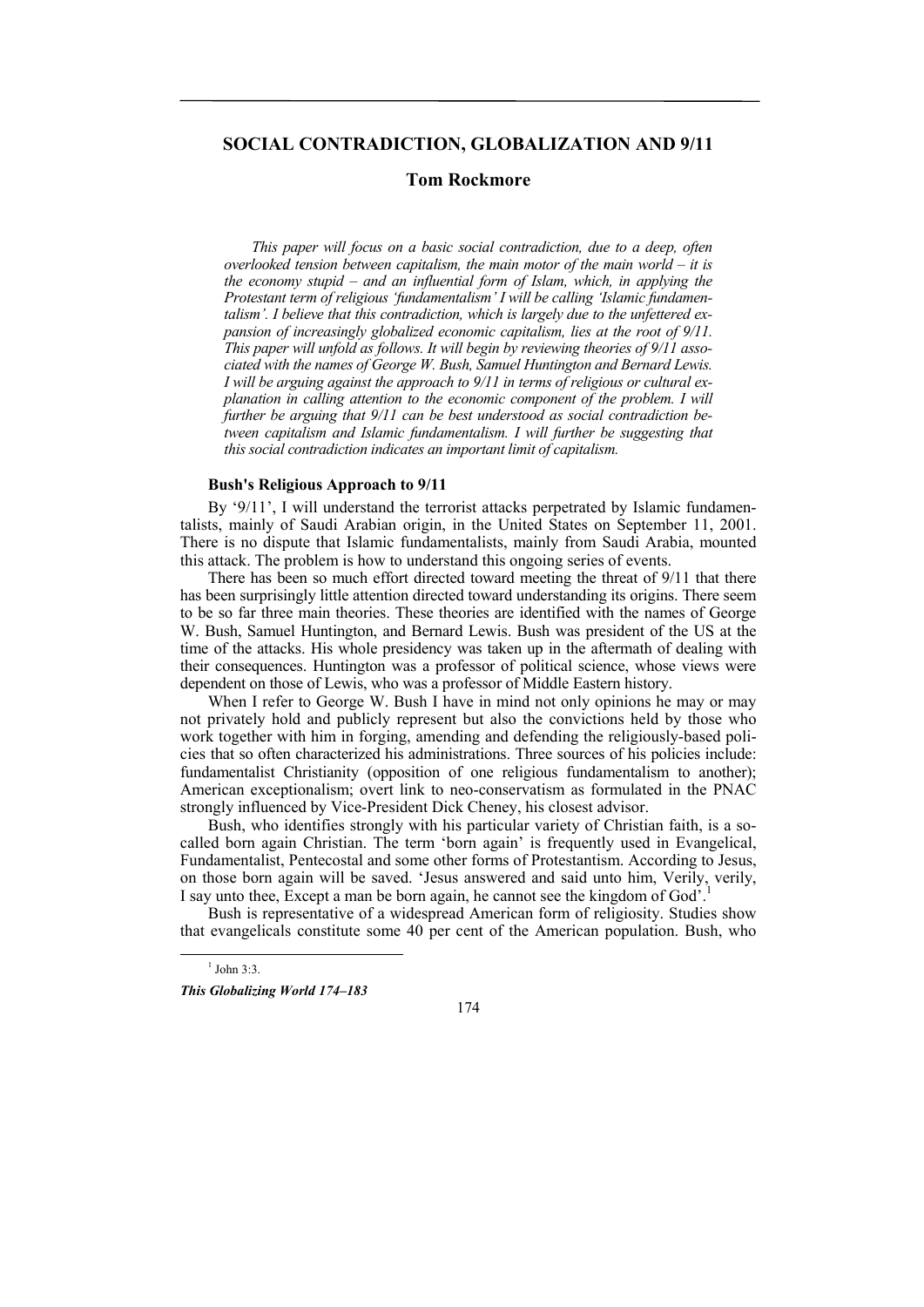# SOCIAL CONTRADICTION, GLOBALIZATION AND 9/11

## Tom Rockmore

*This paper will focus on a basic social contradiction, due to a deep, often overlooked tension between capitalism, the main motor of the main world – it is the economy stupid – and an influential form of Islam, which, in applying the Protestant term of religious 'fundamentalism' I will be calling 'Islamic fundamentalism'. I believe that this contradiction, which is largely due to the unfettered expansion of increasingly globalized economic capitalism, lies at the root of 9/11. This paper will unfold as follows. It will begin by reviewing theories of 9/11 associated with the names of George W. Bush, Samuel Huntington and Bernard Lewis. I will be arguing against the approach to 9/11 in terms of religious or cultural explanation in calling attention to the economic component of the problem. I will further be arguing that 9/11 can be best understood as social contradiction between capitalism and Islamic fundamentalism. I will further be suggesting that this social contradiction indicates an important limit of capitalism.*

### Bush's Religious Approach to 9/11

By '9/11', I will understand the terrorist attacks perpetrated by Islamic fundamentalists, mainly of Saudi Arabian origin, in the United States on September 11, 2001. There is no dispute that Islamic fundamentalists, mainly from Saudi Arabia, mounted this attack. The problem is how to understand this ongoing series of events.

There has been so much effort directed toward meeting the threat of 9/11 that there has been surprisingly little attention directed toward understanding its origins. There seem to be so far three main theories. These theories are identified with the names of George W. Bush, Samuel Huntington, and Bernard Lewis. Bush was president of the US at the time of the attacks. His whole presidency was taken up in the aftermath of dealing with their consequences. Huntington was a professor of political science, whose views were dependent on those of Lewis, who was a professor of Middle Eastern history.

When I refer to George W. Bush I have in mind not only opinions he may or may not privately hold and publicly represent but also the convictions held by those who work together with him in forging, amending and defending the religiously-based policies that so often characterized his administrations. Three sources of his policies include: fundamentalist Christianity (opposition of one religious fundamentalism to another); American exceptionalism; overt link to neo-conservatism as formulated in the PNAC strongly influenced by Vice-President Dick Cheney, his closest advisor.

Bush, who identifies strongly with his particular variety of Christian faith, is a so-called born again Christian. The term 'born again' is frequently used in Evangelical, Fundamentalist, Pentecostal and some other forms of Protestantism. According to Jesus, on those born again will be saved. 'Jesus answered and said unto him, Verily, verily, I say unto thee, Except a man be born again, he cannot see the kingdom of God'.[1]

Bush is representative of a widespread American form of religiosity. Studies show that evangelicals constitute some 40 per cent of the American population. Bush, who

[1] John 3:3.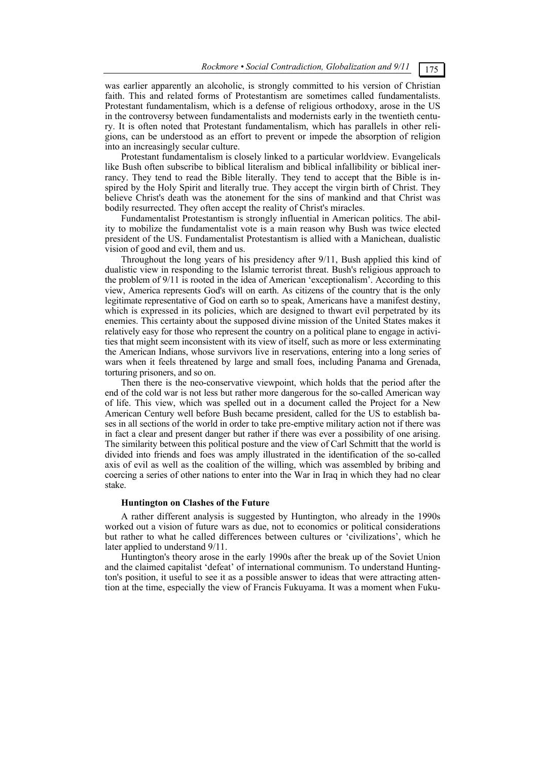was earlier apparently an alcoholic, is strongly committed to his version of Christian faith. This and related forms of Protestantism are sometimes called fundamentalists. Protestant fundamentalism, which is a defense of religious orthodoxy, arose in the US in the controversy between fundamentalists and modernists early in the twentieth century. It is often noted that Protestant fundamentalism, which has parallels in other religions, can be understood as an effort to prevent or impede the absorption of religion into an increasingly secular culture.

Protestant fundamentalism is closely linked to a particular worldview. Evangelicals like Bush often subscribe to biblical literalism and biblical infallibility or biblical inerrancy. They tend to read the Bible literally. They tend to accept that the Bible is inspired by the Holy Spirit and literally true. They accept the virgin birth of Christ. They believe Christ's death was the atonement for the sins of mankind and that Christ was bodily resurrected. They often accept the reality of Christ's miracles.

Fundamentalist Protestantism is strongly influential in American politics. The ability to mobilize the fundamentalist vote is a main reason why Bush was twice elected president of the US. Fundamentalist Protestantism is allied with a Manichean, dualistic vision of good and evil, them and us.

Throughout the long years of his presidency after 9/11, Bush applied this kind of dualistic view in responding to the Islamic terrorist threat. Bush's religious approach to the problem of 9/11 is rooted in the idea of American 'exceptionalism'. According to this view, America represents God's will on earth. As citizens of the country that is the only legitimate representative of God on earth so to speak, Americans have a manifest destiny, which is expressed in its policies, which are designed to thwart evil perpetrated by its enemies. This certainty about the supposed divine mission of the United States makes it relatively easy for those who represent the country on a political plane to engage in activities that might seem inconsistent with its view of itself, such as more or less exterminating the American Indians, whose survivors live in reservations, entering into a long series of wars when it feels threatened by large and small foes, including Panama and Grenada, torturing prisoners, and so on.

Then there is the neo-conservative viewpoint, which holds that the period after the end of the cold war is not less but rather more dangerous for the so-called American way of life. This view, which was spelled out in a document called the Project for a New American Century well before Bush became president, called for the US to establish bases in all sections of the world in order to take pre-emptive military action not if there was in fact a clear and present danger but rather if there was ever a possibility of one arising. The similarity between this political posture and the view of Carl Schmitt that the world is divided into friends and foes was amply illustrated in the identification of the so-called axis of evil as well as the coalition of the willing, which was assembled by bribing and coercing a series of other nations to enter into the War in Iraq in which they had no clear stake.

### Huntington on Clashes of the Future

A rather different analysis is suggested by Huntington, who already in the 1990s worked out a vision of future wars as due, not to economics or political considerations but rather to what he called differences between cultures or 'civilizations', which he later applied to understand 9/11.

Huntington's theory arose in the early 1990s after the break up of the Soviet Union and the claimed capitalist 'defeat' of international communism. To understand Huntington's position, it useful to see it as a possible answer to ideas that were attracting attention at the time, especially the view of Francis Fukuyama. It was a moment when Fuku-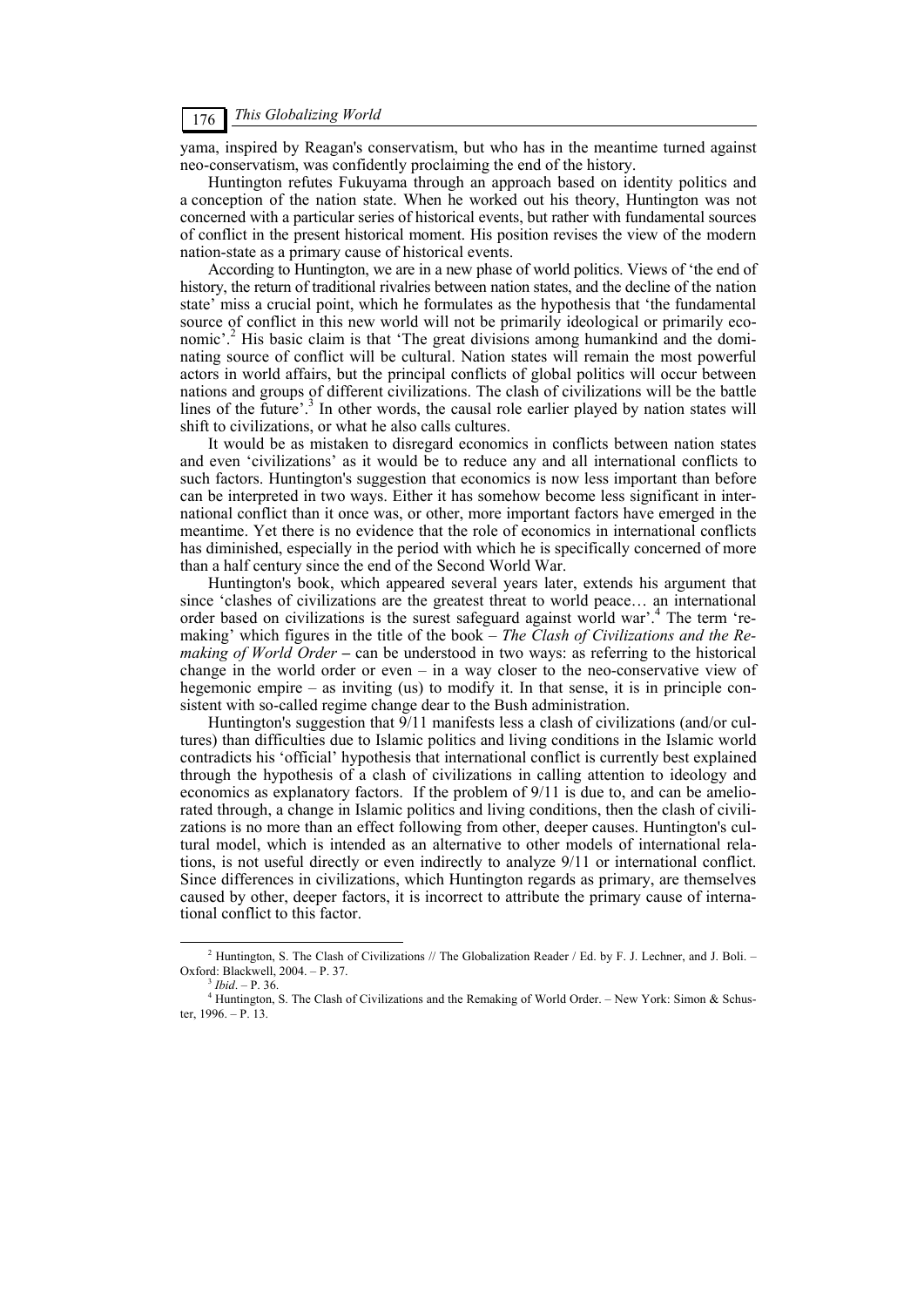yama, inspired by Reagan's conservatism, but who has in the meantime turned against neo-conservatism, was confidently proclaiming the end of the history.

Huntington refutes Fukuyama through an approach based on identity politics and a conception of the nation state. When he worked out his theory, Huntington was not concerned with a particular series of historical events, but rather with fundamental sources of conflict in the present historical moment. His position revises the view of the modern nation-state as a primary cause of historical events.

According to Huntington, we are in a new phase of world politics. Views of 'the end of history, the return of traditional rivalries between nation states, and the decline of the nation state' miss a crucial point, which he formulates as the hypothesis that 'the fundamental source of conflict in this new world will not be primarily ideological or primarily economic'.[2] His basic claim is that 'The great divisions among humankind and the dominating source of conflict will be cultural. Nation states will remain the most powerful actors in world affairs, but the principal conflicts of global politics will occur between nations and groups of different civilizations. The clash of civilizations will be the battle lines of the future'.[3] In other words, the causal role earlier played by nation states will shift to civilizations, or what he also calls cultures.

It would be as mistaken to disregard economics in conflicts between nation states and even 'civilizations' as it would be to reduce any and all international conflicts to such factors. Huntington's suggestion that economics is now less important than before can be interpreted in two ways. Either it has somehow become less significant in international conflict than it once was, or other, more important factors have emerged in the meantime. Yet there is no evidence that the role of economics in international conflicts has diminished, especially in the period with which he is specifically concerned of more than a half century since the end of the Second World War.

Huntington's book, which appeared several years later, extends his argument that since 'clashes of civilizations are the greatest threat to world peace… an international order based on civilizations is the surest safeguard against world war'.[4] The term 'remaking' which figures in the title of the book – *The Clash of Civilizations and the Remaking of World Order* **–** can be understood in two ways: as referring to the historical change in the world order or even – in a way closer to the neo-conservative view of hegemonic empire – as inviting (us) to modify it. In that sense, it is in principle consistent with so-called regime change dear to the Bush administration.

Huntington's suggestion that 9/11 manifests less a clash of civilizations (and/or cultures) than difficulties due to Islamic politics and living conditions in the Islamic world contradicts his 'official' hypothesis that international conflict is currently best explained through the hypothesis of a clash of civilizations in calling attention to ideology and economics as explanatory factors. If the problem of 9/11 is due to, and can be ameliorated through, a change in Islamic politics and living conditions, then the clash of civilizations is no more than an effect following from other, deeper causes. Huntington's cultural model, which is intended as an alternative to other models of international relations, is not useful directly or even indirectly to analyze 9/11 or international conflict. Since differences in civilizations, which Huntington regards as primary, are themselves caused by other, deeper factors, it is incorrect to attribute the primary cause of international conflict to this factor.

---

[2] Huntington, S. The Clash of Civilizations // The Globalization Reader / Ed. by F. J. Lechner, and J. Boli. – Oxford: Blackwell, 2004. – P. 37.

[3] *Ibid*. – P. 36.

[4] Huntington, S. The Clash of Civilizations and the Remaking of World Order. – New York: Simon & Schuster, 1996. – P. 13.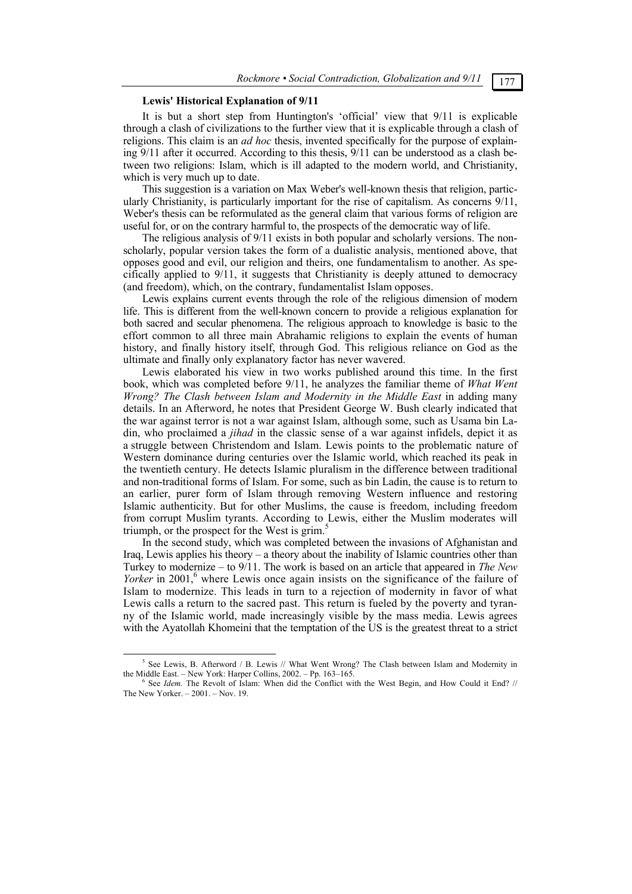### Lewis' Historical Explanation of 9/11

It is but a short step from Huntington's 'official' view that 9/11 is explicable through a clash of civilizations to the further view that it is explicable through a clash of religions. This claim is an *ad hoc* thesis, invented specifically for the purpose of explaining 9/11 after it occurred. According to this thesis, 9/11 can be understood as a clash between two religions: Islam, which is ill adapted to the modern world, and Christianity, which is very much up to date.

This suggestion is a variation on Max Weber's well-known thesis that religion, particularly Christianity, is particularly important for the rise of capitalism. As concerns 9/11, Weber's thesis can be reformulated as the general claim that various forms of religion are useful for, or on the contrary harmful to, the prospects of the democratic way of life.

The religious analysis of 9/11 exists in both popular and scholarly versions. The non-scholarly, popular version takes the form of a dualistic analysis, mentioned above, that opposes good and evil, our religion and theirs, one fundamentalism to another. As specifically applied to 9/11, it suggests that Christianity is deeply attuned to democracy (and freedom), which, on the contrary, fundamentalist Islam opposes.

Lewis explains current events through the role of the religious dimension of modern life. This is different from the well-known concern to provide a religious explanation for both sacred and secular phenomena. The religious approach to knowledge is basic to the effort common to all three main Abrahamic religions to explain the events of human history, and finally history itself, through God. This religious reliance on God as the ultimate and finally only explanatory factor has never wavered.

Lewis elaborated his view in two works published around this time. In the first book, which was completed before 9/11, he analyzes the familiar theme of *What Went Wrong? The Clash between Islam and Modernity in the Middle East* in adding many details. In an Afterword, he notes that President George W. Bush clearly indicated that the war against terror is not a war against Islam, although some, such as Usama bin Ladin, who proclaimed a *jihad* in the classic sense of a war against infidels, depict it as a struggle between Christendom and Islam. Lewis points to the problematic nature of Western dominance during centuries over the Islamic world, which reached its peak in the twentieth century. He detects Islamic pluralism in the difference between traditional and non-traditional forms of Islam. For some, such as bin Ladin, the cause is to return to an earlier, purer form of Islam through removing Western influence and restoring Islamic authenticity. But for other Muslims, the cause is freedom, including freedom from corrupt Muslim tyrants. According to Lewis, either the Muslim moderates will triumph, or the prospect for the West is grim.[5]

In the second study, which was completed between the invasions of Afghanistan and Iraq, Lewis applies his theory – a theory about the inability of Islamic countries other than Turkey to modernize – to 9/11. The work is based on an article that appeared in *The New Yorker* in 2001,[6] where Lewis once again insists on the significance of the failure of Islam to modernize. This leads in turn to a rejection of modernity in favor of what Lewis calls a return to the sacred past. This return is fueled by the poverty and tyranny of the Islamic world, made increasingly visible by the mass media. Lewis agrees with the Ayatollah Khomeini that the temptation of the US is the greatest threat to a strict

---

[5] See Lewis, B. Afterword / B. Lewis // What Went Wrong? The Clash between Islam and Modernity in the Middle East. – New York: Harper Collins, 2002. – Pp. 163–165.

[6] See *Idem.* The Revolt of Islam: When did the Conflict with the West Begin, and How Could it End? // The New Yorker. – 2001. – Nov. 19.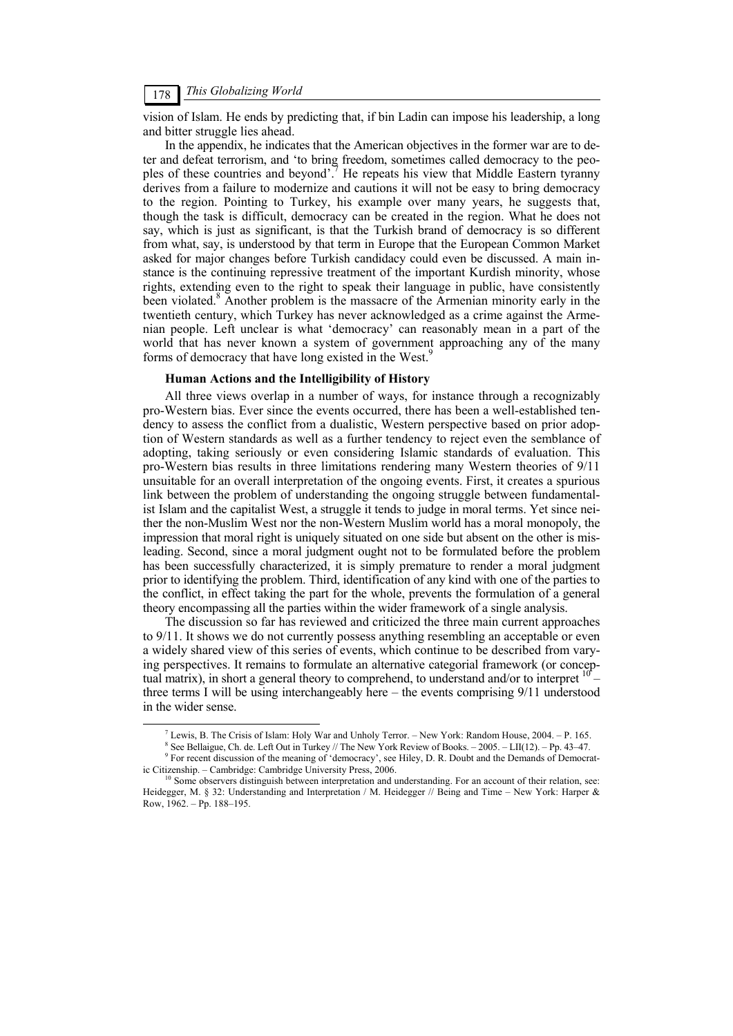vision of Islam. He ends by predicting that, if bin Ladin can impose his leadership, a long and bitter struggle lies ahead.

In the appendix, he indicates that the American objectives in the former war are to deter and defeat terrorism, and 'to bring freedom, sometimes called democracy to the peoples of these countries and beyond'.[7] He repeats his view that Middle Eastern tyranny derives from a failure to modernize and cautions it will not be easy to bring democracy to the region. Pointing to Turkey, his example over many years, he suggests that, though the task is difficult, democracy can be created in the region. What he does not say, which is just as significant, is that the Turkish brand of democracy is so different from what, say, is understood by that term in Europe that the European Common Market asked for major changes before Turkish candidacy could even be discussed. A main instance is the continuing repressive treatment of the important Kurdish minority, whose rights, extending even to the right to speak their language in public, have consistently been violated.[8] Another problem is the massacre of the Armenian minority early in the twentieth century, which Turkey has never acknowledged as a crime against the Armenian people. Left unclear is what 'democracy' can reasonably mean in a part of the world that has never known a system of government approaching any of the many forms of democracy that have long existed in the West.[9]

### Human Actions and the Intelligibility of History

All three views overlap in a number of ways, for instance through a recognizably pro-Western bias. Ever since the events occurred, there has been a well-established tendency to assess the conflict from a dualistic, Western perspective based on prior adoption of Western standards as well as a further tendency to reject even the semblance of adopting, taking seriously or even considering Islamic standards of evaluation. This pro-Western bias results in three limitations rendering many Western theories of 9/11 unsuitable for an overall interpretation of the ongoing events. First, it creates a spurious link between the problem of understanding the ongoing struggle between fundamentalist Islam and the capitalist West, a struggle it tends to judge in moral terms. Yet since neither the non-Muslim West nor the non-Western Muslim world has a moral monopoly, the impression that moral right is uniquely situated on one side but absent on the other is misleading. Second, since a moral judgment ought not to be formulated before the problem has been successfully characterized, it is simply premature to render a moral judgment prior to identifying the problem. Third, identification of any kind with one of the parties to the conflict, in effect taking the part for the whole, prevents the formulation of a general theory encompassing all the parties within the wider framework of a single analysis.

The discussion so far has reviewed and criticized the three main current approaches to 9/11. It shows we do not currently possess anything resembling an acceptable or even a widely shared view of this series of events, which continue to be described from varying perspectives. It remains to formulate an alternative categorial framework (or conceptual matrix), in short a general theory to comprehend, to understand and/or to interpret [10] – three terms I will be using interchangeably here – the events comprising 9/11 understood in the wider sense.

---

[7] Lewis, B. The Crisis of Islam: Holy War and Unholy Terror. – New York: Random House, 2004. – P. 165.

[8] See Bellaigue, Ch. de. Left Out in Turkey // The New York Review of Books. – 2005. – LII(12). – Pp. 43–47.

[9] For recent discussion of the meaning of 'democracy', see Hiley, D. R. Doubt and the Demands of Democratic Citizenship. – Cambridge: Cambridge University Press, 2006.

[10] Some observers distinguish between interpretation and understanding. For an account of their relation, see: Heidegger, M. § 32: Understanding and Interpretation / M. Heidegger // Being and Time – New York: Harper & Row, 1962. – Pp. 188–195.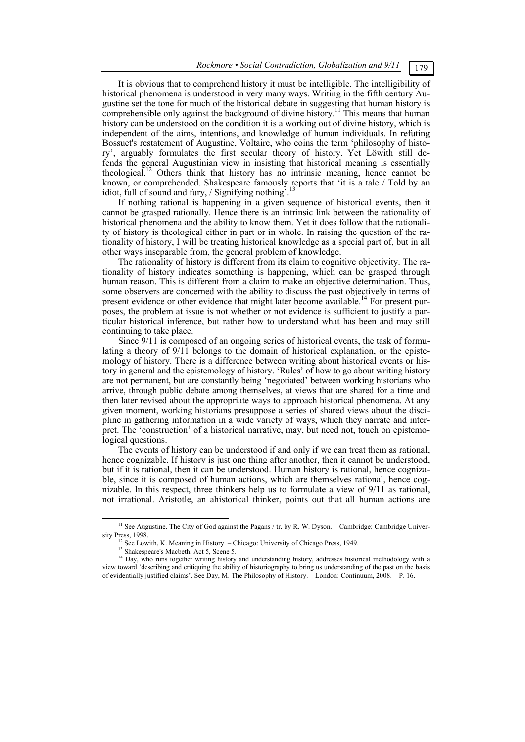It is obvious that to comprehend history it must be intelligible. The intelligibility of historical phenomena is understood in very many ways. Writing in the fifth century Augustine set the tone for much of the historical debate in suggesting that human history is comprehensible only against the background of divine history.[11] This means that human history can be understood on the condition it is a working out of divine history, which is independent of the aims, intentions, and knowledge of human individuals. In refuting Bossuet's restatement of Augustine, Voltaire, who coins the term 'philosophy of history', arguably formulates the first secular theory of history. Yet Löwith still defends the general Augustinian view in insisting that historical meaning is essentially theological.[12] Others think that history has no intrinsic meaning, hence cannot be known, or comprehended. Shakespeare famously reports that 'it is a tale / Told by an idiot, full of sound and fury, / Signifying nothing'.[13]

If nothing rational is happening in a given sequence of historical events, then it cannot be grasped rationally. Hence there is an intrinsic link between the rationality of historical phenomena and the ability to know them. Yet it does follow that the rationality of history is theological either in part or in whole. In raising the question of the rationality of history, I will be treating historical knowledge as a special part of, but in all other ways inseparable from, the general problem of knowledge.

The rationality of history is different from its claim to cognitive objectivity. The rationality of history indicates something is happening, which can be grasped through human reason. This is different from a claim to make an objective determination. Thus, some observers are concerned with the ability to discuss the past objectively in terms of present evidence or other evidence that might later become available.[14] For present purposes, the problem at issue is not whether or not evidence is sufficient to justify a particular historical inference, but rather how to understand what has been and may still continuing to take place.

Since 9/11 is composed of an ongoing series of historical events, the task of formulating a theory of 9/11 belongs to the domain of historical explanation, or the epistemology of history. There is a difference between writing about historical events or history in general and the epistemology of history. 'Rules' of how to go about writing history are not permanent, but are constantly being 'negotiated' between working historians who arrive, through public debate among themselves, at views that are shared for a time and then later revised about the appropriate ways to approach historical phenomena. At any given moment, working historians presuppose a series of shared views about the discipline in gathering information in a wide variety of ways, which they narrate and interpret. The 'construction' of a historical narrative, may, but need not, touch on epistemological questions.

The events of history can be understood if and only if we can treat them as rational, hence cognizable. If history is just one thing after another, then it cannot be understood, but if it is rational, then it can be understood. Human history is rational, hence cognizable, since it is composed of human actions, which are themselves rational, hence cognizable. In this respect, three thinkers help us to formulate a view of 9/11 as rational, not irrational. Aristotle, an ahistorical thinker, points out that all human actions are

---

[11] See Augustine. The City of God against the Pagans / tr. by R. W. Dyson. – Cambridge: Cambridge University Press, 1998.

[12] See Löwith, K. Meaning in History. – Chicago: University of Chicago Press, 1949.

[13] Shakespeare's Macbeth, Act 5, Scene 5.

[14] Day, who runs together writing history and understanding history, addresses historical methodology with a view toward 'describing and critiquing the ability of historiography to bring us understanding of the past on the basis of evidentially justified claims'. See Day, M. The Philosophy of History. – London: Continuum, 2008. – P. 16.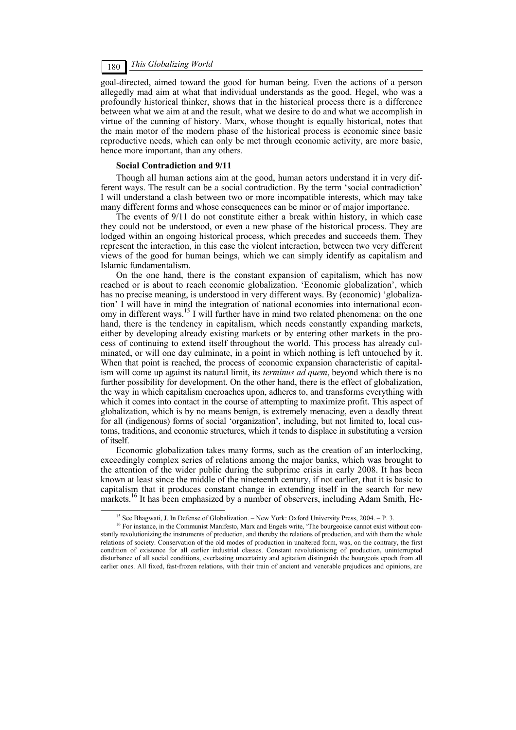goal-directed, aimed toward the good for human being. Even the actions of a person allegedly mad aim at what that individual understands as the good. Hegel, who was a profoundly historical thinker, shows that in the historical process there is a difference between what we aim at and the result, what we desire to do and what we accomplish in virtue of the cunning of history. Marx, whose thought is equally historical, notes that the main motor of the modern phase of the historical process is economic since basic reproductive needs, which can only be met through economic activity, are more basic, hence more important, than any others.

**Social Contradiction and 9/11**

Though all human actions aim at the good, human actors understand it in very different ways. The result can be a social contradiction. By the term 'social contradiction' I will understand a clash between two or more incompatible interests, which may take many different forms and whose consequences can be minor or of major importance.

The events of 9/11 do not constitute either a break within history, in which case they could not be understood, or even a new phase of the historical process. They are lodged within an ongoing historical process, which precedes and succeeds them. They represent the interaction, in this case the violent interaction, between two very different views of the good for human beings, which we can simply identify as capitalism and Islamic fundamentalism.

On the one hand, there is the constant expansion of capitalism, which has now reached or is about to reach economic globalization. 'Economic globalization', which has no precise meaning, is understood in very different ways. By (economic) 'globalization' I will have in mind the integration of national economies into international economy in different ways.[15] I will further have in mind two related phenomena: on the one hand, there is the tendency in capitalism, which needs constantly expanding markets, either by developing already existing markets or by entering other markets in the process of continuing to extend itself throughout the world. This process has already culminated, or will one day culminate, in a point in which nothing is left untouched by it. When that point is reached, the process of economic expansion characteristic of capitalism will come up against its natural limit, its *terminus ad quem*, beyond which there is no further possibility for development. On the other hand, there is the effect of globalization, the way in which capitalism encroaches upon, adheres to, and transforms everything with which it comes into contact in the course of attempting to maximize profit. This aspect of globalization, which is by no means benign, is extremely menacing, even a deadly threat for all (indigenous) forms of social 'organization', including, but not limited to, local customs, traditions, and economic structures, which it tends to displace in substituting a version of itself.

Economic globalization takes many forms, such as the creation of an interlocking, exceedingly complex series of relations among the major banks, which was brought to the attention of the wider public during the subprime crisis in early 2008. It has been known at least since the middle of the nineteenth century, if not earlier, that it is basic to capitalism that it produces constant change in extending itself in the search for new markets.[16] It has been emphasized by a number of observers, including Adam Smith, He-

[15] See Bhagwati, J. In Defense of Globalization. – New York: Oxford University Press, 2004. – P. 3.

[16] For instance, in the Communist Manifesto, Marx and Engels write, 'The bourgeoisie cannot exist without constantly revolutionizing the instruments of production, and thereby the relations of production, and with them the whole relations of society. Conservation of the old modes of production in unaltered form, was, on the contrary, the first condition of existence for all earlier industrial classes. Constant revolutionising of production, uninterrupted disturbance of all social conditions, everlasting uncertainty and agitation distinguish the bourgeois epoch from all earlier ones. All fixed, fast-frozen relations, with their train of ancient and venerable prejudices and opinions, are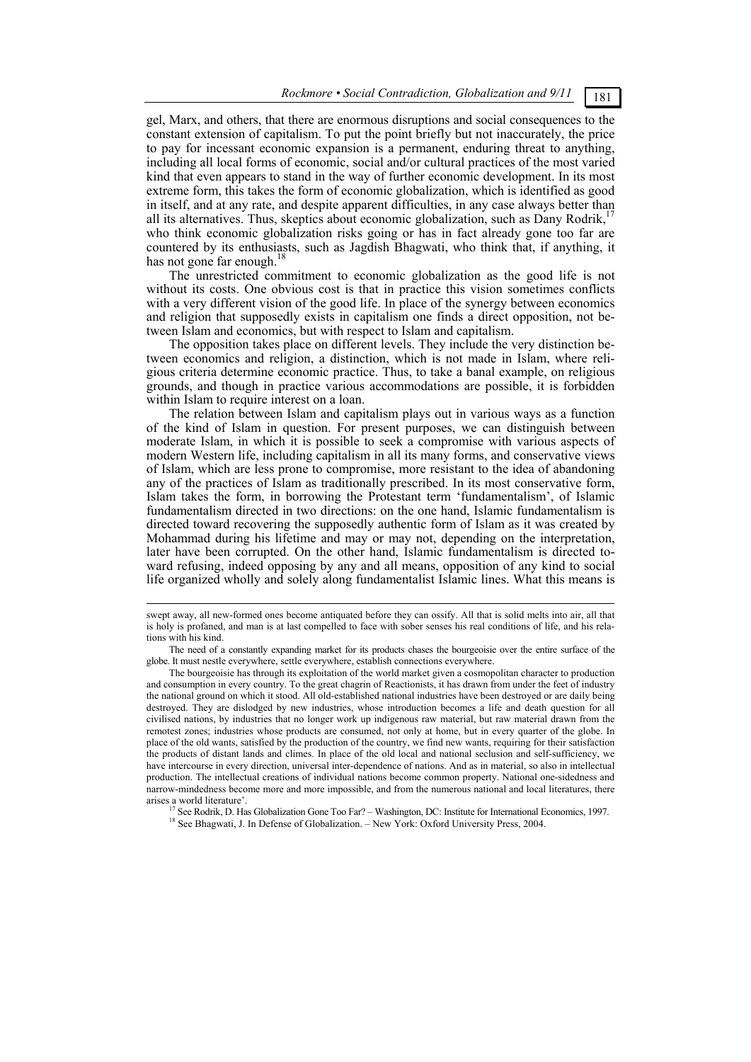gel, Marx, and others, that there are enormous disruptions and social consequences to the constant extension of capitalism. To put the point briefly but not inaccurately, the price to pay for incessant economic expansion is a permanent, enduring threat to anything, including all local forms of economic, social and/or cultural practices of the most varied kind that even appears to stand in the way of further economic development. In its most extreme form, this takes the form of economic globalization, which is identified as good in itself, and at any rate, and despite apparent difficulties, in any case always better than all its alternatives. Thus, skeptics about economic globalization, such as Dany Rodrik,[17] who think economic globalization risks going or has in fact already gone too far are countered by its enthusiasts, such as Jagdish Bhagwati, who think that, if anything, it has not gone far enough.[18]

The unrestricted commitment to economic globalization as the good life is not without its costs. One obvious cost is that in practice this vision sometimes conflicts with a very different vision of the good life. In place of the synergy between economics and religion that supposedly exists in capitalism one finds a direct opposition, not between Islam and economics, but with respect to Islam and capitalism.

The opposition takes place on different levels. They include the very distinction between economics and religion, a distinction, which is not made in Islam, where religious criteria determine economic practice. Thus, to take a banal example, on religious grounds, and though in practice various accommodations are possible, it is forbidden within Islam to require interest on a loan.

The relation between Islam and capitalism plays out in various ways as a function of the kind of Islam in question. For present purposes, we can distinguish between moderate Islam, in which it is possible to seek a compromise with various aspects of modern Western life, including capitalism in all its many forms, and conservative views of Islam, which are less prone to compromise, more resistant to the idea of abandoning any of the practices of Islam as traditionally prescribed. In its most conservative form, Islam takes the form, in borrowing the Protestant term 'fundamentalism', of Islamic fundamentalism directed in two directions: on the one hand, Islamic fundamentalism is directed toward recovering the supposedly authentic form of Islam as it was created by Mohammad during his lifetime and may or may not, depending on the interpretation, later have been corrupted. On the other hand, Islamic fundamentalism is directed toward refusing, indeed opposing by any and all means, opposition of any kind to social life organized wholly and solely along fundamentalist Islamic lines. What this means is

---

swept away, all new-formed ones become antiquated before they can ossify. All that is solid melts into air, all that is holy is profaned, and man is at last compelled to face with sober senses his real conditions of life, and his relations with his kind.

The need of a constantly expanding market for its products chases the bourgeoisie over the entire surface of the globe. It must nestle everywhere, settle everywhere, establish connections everywhere.

The bourgeoisie has through its exploitation of the world market given a cosmopolitan character to production and consumption in every country. To the great chagrin of Reactionists, it has drawn from under the feet of industry the national ground on which it stood. All old-established national industries have been destroyed or are daily being destroyed. They are dislodged by new industries, whose introduction becomes a life and death question for all civilised nations, by industries that no longer work up indigenous raw material, but raw material drawn from the remotest zones; industries whose products are consumed, not only at home, but in every quarter of the globe. In place of the old wants, satisfied by the production of the country, we find new wants, requiring for their satisfaction the products of distant lands and climes. In place of the old local and national seclusion and self-sufficiency, we have intercourse in every direction, universal inter-dependence of nations. And as in material, so also in intellectual production. The intellectual creations of individual nations become common property. National one-sidedness and narrow-mindedness become more and more impossible, and from the numerous national and local literatures, there arises a world literature'.

[17] See Rodrik, D. Has Globalization Gone Too Far? – Washington, DC: Institute for International Economics, 1997.

[18] See Bhagwati, J. In Defense of Globalization. – New York: Oxford University Press, 2004.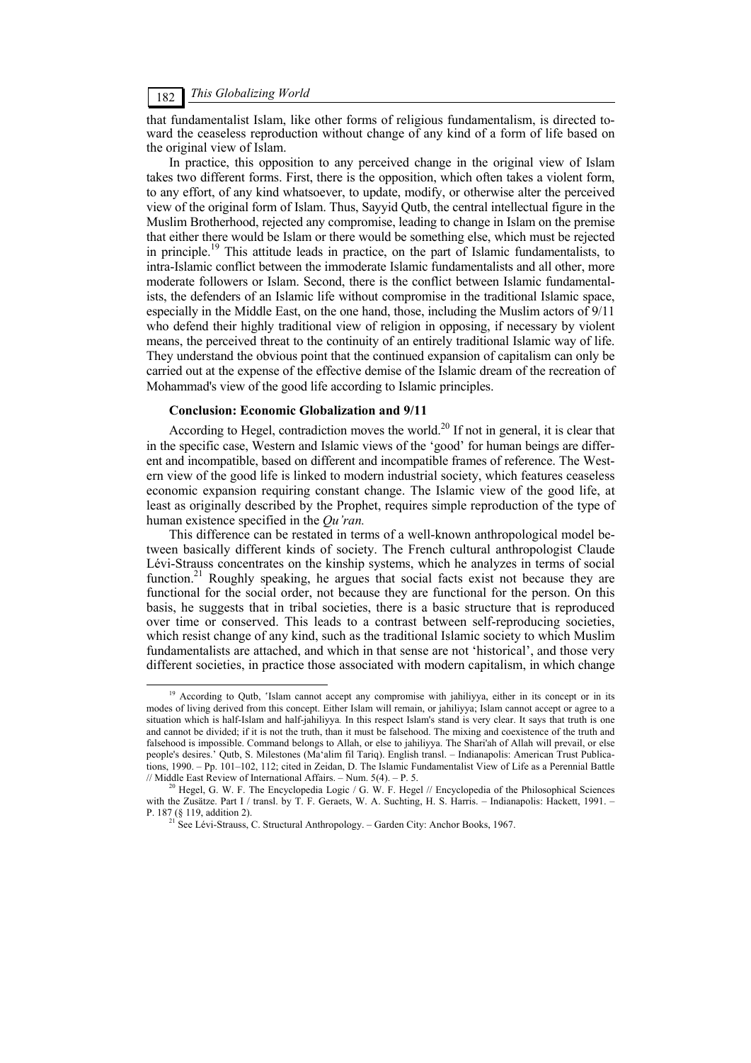that fundamentalist Islam, like other forms of religious fundamentalism, is directed toward the ceaseless reproduction without change of any kind of a form of life based on the original view of Islam.

In practice, this opposition to any perceived change in the original view of Islam takes two different forms. First, there is the opposition, which often takes a violent form, to any effort, of any kind whatsoever, to update, modify, or otherwise alter the perceived view of the original form of Islam. Thus, Sayyid Qutb, the central intellectual figure in the Muslim Brotherhood, rejected any compromise, leading to change in Islam on the premise that either there would be Islam or there would be something else, which must be rejected in principle.[19] This attitude leads in practice, on the part of Islamic fundamentalists, to intra-Islamic conflict between the immoderate Islamic fundamentalists and all other, more moderate followers or Islam. Second, there is the conflict between Islamic fundamentalists, the defenders of an Islamic life without compromise in the traditional Islamic space, especially in the Middle East, on the one hand, those, including the Muslim actors of 9/11 who defend their highly traditional view of religion in opposing, if necessary by violent means, the perceived threat to the continuity of an entirely traditional Islamic way of life. They understand the obvious point that the continued expansion of capitalism can only be carried out at the expense of the effective demise of the Islamic dream of the recreation of Mohammad's view of the good life according to Islamic principles.

### Conclusion: Economic Globalization and 9/11

According to Hegel, contradiction moves the world.[20] If not in general, it is clear that in the specific case, Western and Islamic views of the 'good' for human beings are different and incompatible, based on different and incompatible frames of reference. The Western view of the good life is linked to modern industrial society, which features ceaseless economic expansion requiring constant change. The Islamic view of the good life, at least as originally described by the Prophet, requires simple reproduction of the type of human existence specified in the *Qu'ran.*

This difference can be restated in terms of a well-known anthropological model between basically different kinds of society. The French cultural anthropologist Claude Lévi-Strauss concentrates on the kinship systems, which he analyzes in terms of social function.[21] Roughly speaking, he argues that social facts exist not because they are functional for the social order, not because they are functional for the person. On this basis, he suggests that in tribal societies, there is a basic structure that is reproduced over time or conserved. This leads to a contrast between self-reproducing societies, which resist change of any kind, such as the traditional Islamic society to which Muslim fundamentalists are attached, and which in that sense are not 'historical', and those very different societies, in practice those associated with modern capitalism, in which change

---

[19] According to Qutb, 'Islam cannot accept any compromise with jahiliyya, either in its concept or in its modes of living derived from this concept. Either Islam will remain, or jahiliyya; Islam cannot accept or agree to a situation which is half-Islam and half-jahiliyya*.* In this respect Islam's stand is very clear. It says that truth is one and cannot be divided; if it is not the truth, than it must be falsehood. The mixing and coexistence of the truth and falsehood is impossible. Command belongs to Allah, or else to jahiliyya. The Shari'ah of Allah will prevail, or else people's desires.' Qutb, S. Milestones (Ma'alim fil Tariq). English transl. – Indianapolis: American Trust Publications, 1990. – Pp. 101–102, 112; cited in Zeidan, D. The Islamic Fundamentalist View of Life as a Perennial Battle // Middle East Review of International Affairs. – Num. 5(4). – P. 5.

[20] Hegel, G. W. F. The Encyclopedia Logic / G. W. F. Hegel // Encyclopedia of the Philosophical Sciences with the Zusätze. Part I / transl. by T. F. Geraets, W. A. Suchting, H. S. Harris. – Indianapolis: Hackett, 1991. – P. 187 (§ 119, addition 2).

[21] See Lévi-Strauss, C. Structural Anthropology. – Garden City: Anchor Books, 1967.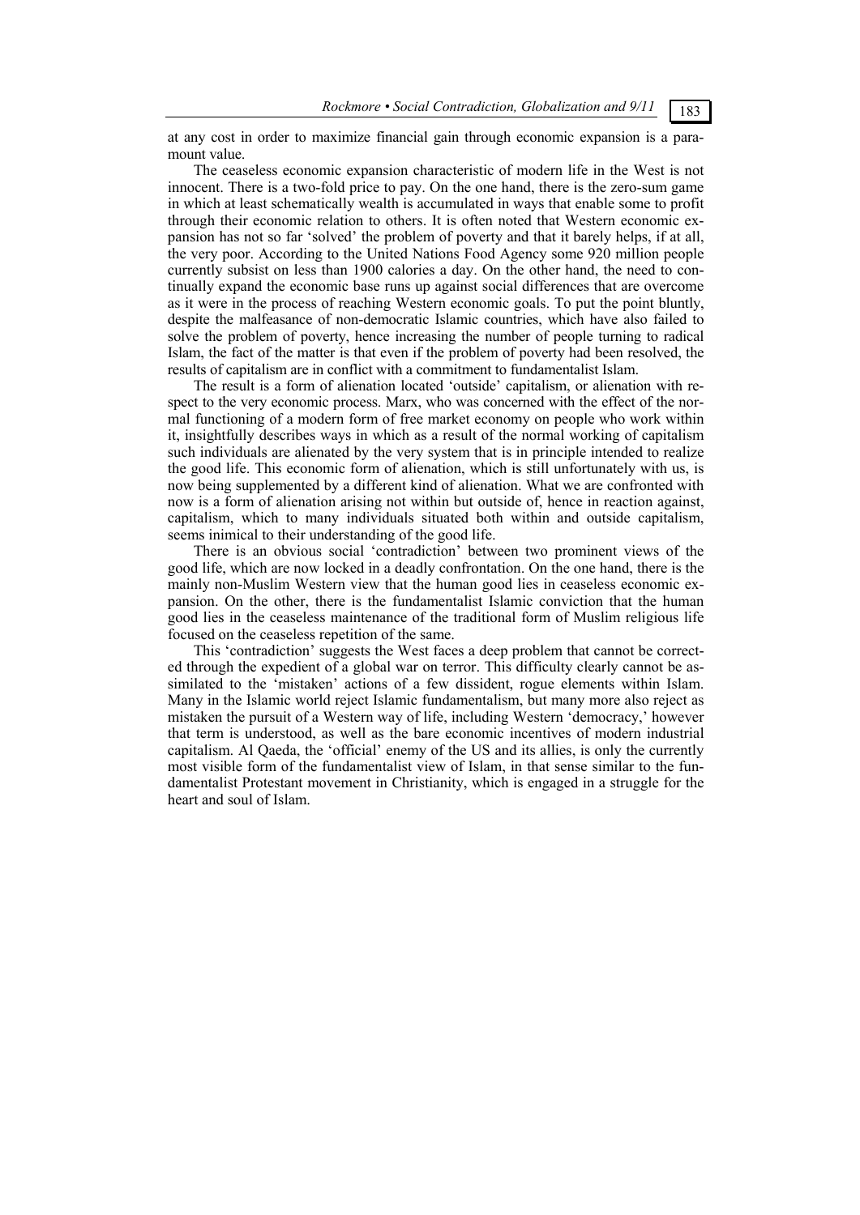at any cost in order to maximize financial gain through economic expansion is a paramount value.

The ceaseless economic expansion characteristic of modern life in the West is not innocent. There is a two-fold price to pay. On the one hand, there is the zero-sum game in which at least schematically wealth is accumulated in ways that enable some to profit through their economic relation to others. It is often noted that Western economic expansion has not so far 'solved' the problem of poverty and that it barely helps, if at all, the very poor. According to the United Nations Food Agency some 920 million people currently subsist on less than 1900 calories a day. On the other hand, the need to continually expand the economic base runs up against social differences that are overcome as it were in the process of reaching Western economic goals. To put the point bluntly, despite the malfeasance of non-democratic Islamic countries, which have also failed to solve the problem of poverty, hence increasing the number of people turning to radical Islam, the fact of the matter is that even if the problem of poverty had been resolved, the results of capitalism are in conflict with a commitment to fundamentalist Islam.

The result is a form of alienation located 'outside' capitalism, or alienation with respect to the very economic process. Marx, who was concerned with the effect of the normal functioning of a modern form of free market economy on people who work within it, insightfully describes ways in which as a result of the normal working of capitalism such individuals are alienated by the very system that is in principle intended to realize the good life. This economic form of alienation, which is still unfortunately with us, is now being supplemented by a different kind of alienation. What we are confronted with now is a form of alienation arising not within but outside of, hence in reaction against, capitalism, which to many individuals situated both within and outside capitalism, seems inimical to their understanding of the good life.

There is an obvious social 'contradiction' between two prominent views of the good life, which are now locked in a deadly confrontation. On the one hand, there is the mainly non-Muslim Western view that the human good lies in ceaseless economic expansion. On the other, there is the fundamentalist Islamic conviction that the human good lies in the ceaseless maintenance of the traditional form of Muslim religious life focused on the ceaseless repetition of the same.

This 'contradiction' suggests the West faces a deep problem that cannot be corrected through the expedient of a global war on terror. This difficulty clearly cannot be assimilated to the 'mistaken' actions of a few dissident, rogue elements within Islam. Many in the Islamic world reject Islamic fundamentalism, but many more also reject as mistaken the pursuit of a Western way of life, including Western 'democracy,' however that term is understood, as well as the bare economic incentives of modern industrial capitalism. Al Qaeda, the 'official' enemy of the US and its allies, is only the currently most visible form of the fundamentalist view of Islam, in that sense similar to the fundamentalist Protestant movement in Christianity, which is engaged in a struggle for the heart and soul of Islam.